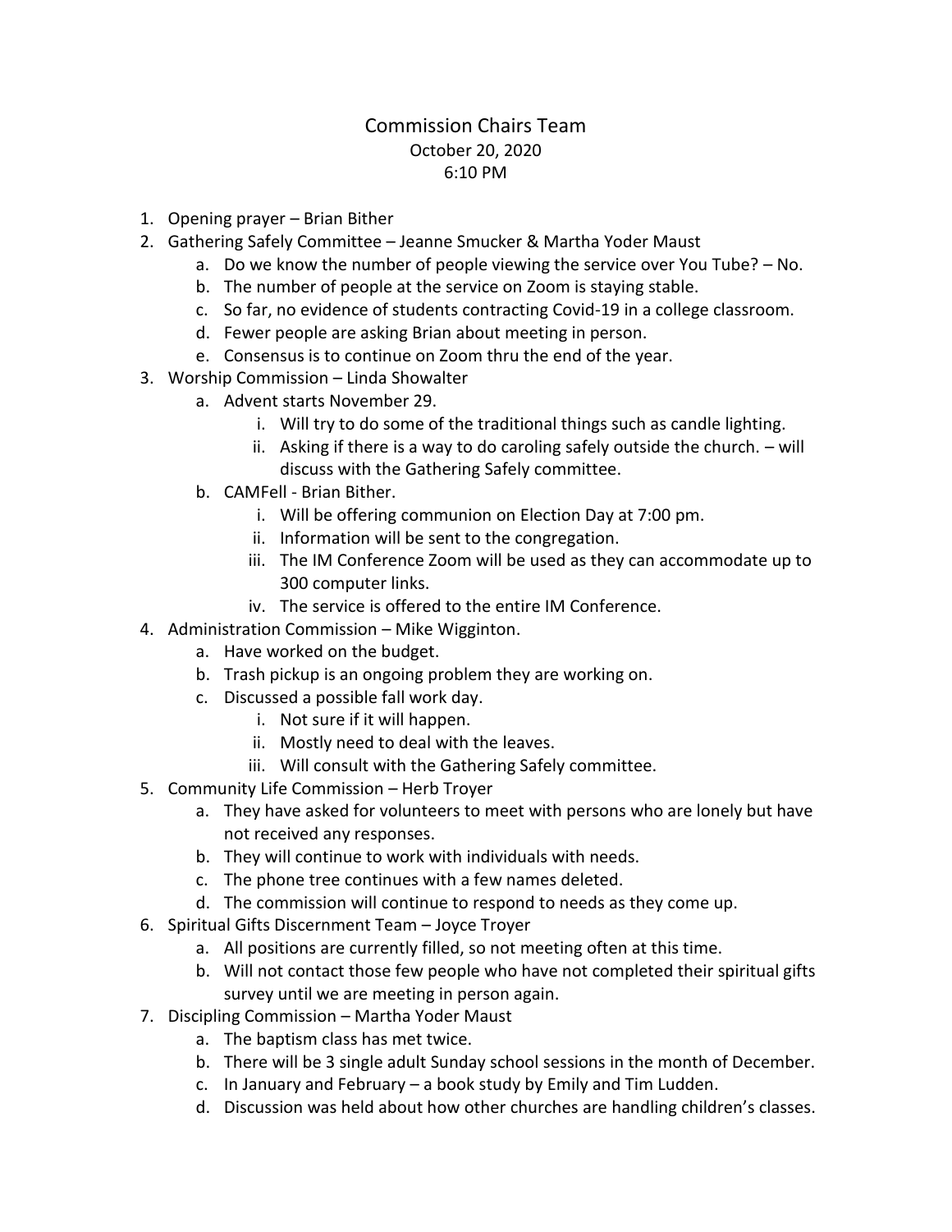# Commission Chairs Team

October 20, 2020

6:10 PM

1. Opening prayer – Brian Bither
2. Gathering Safely Committee – Jeanne Smucker & Martha Yoder Maust
    a. Do we know the number of people viewing the service over You Tube? – No.
    b. The number of people at the service on Zoom is staying stable.
    c. So far, no evidence of students contracting Covid-19 in a college classroom.
    d. Fewer people are asking Brian about meeting in person.
    e. Consensus is to continue on Zoom thru the end of the year.
3. Worship Commission – Linda Showalter
    a. Advent starts November 29.
        i. Will try to do some of the traditional things such as candle lighting.
        ii. Asking if there is a way to do caroling safely outside the church. – will discuss with the Gathering Safely committee.
    b. CAMFell - Brian Bither.
        i. Will be offering communion on Election Day at 7:00 pm.
        ii. Information will be sent to the congregation.
        iii. The IM Conference Zoom will be used as they can accommodate up to 300 computer links.
        iv. The service is offered to the entire IM Conference.
4. Administration Commission – Mike Wigginton.
    a. Have worked on the budget.
    b. Trash pickup is an ongoing problem they are working on.
    c. Discussed a possible fall work day.
        i. Not sure if it will happen.
        ii. Mostly need to deal with the leaves.
        iii. Will consult with the Gathering Safely committee.
5. Community Life Commission – Herb Troyer
    a. They have asked for volunteers to meet with persons who are lonely but have not received any responses.
    b. They will continue to work with individuals with needs.
    c. The phone tree continues with a few names deleted.
    d. The commission will continue to respond to needs as they come up.
6. Spiritual Gifts Discernment Team – Joyce Troyer
    a. All positions are currently filled, so not meeting often at this time.
    b. Will not contact those few people who have not completed their spiritual gifts survey until we are meeting in person again.
7. Discipling Commission – Martha Yoder Maust
    a. The baptism class has met twice.
    b. There will be 3 single adult Sunday school sessions in the month of December.
    c. In January and February – a book study by Emily and Tim Ludden.
    d. Discussion was held about how other churches are handling children's classes.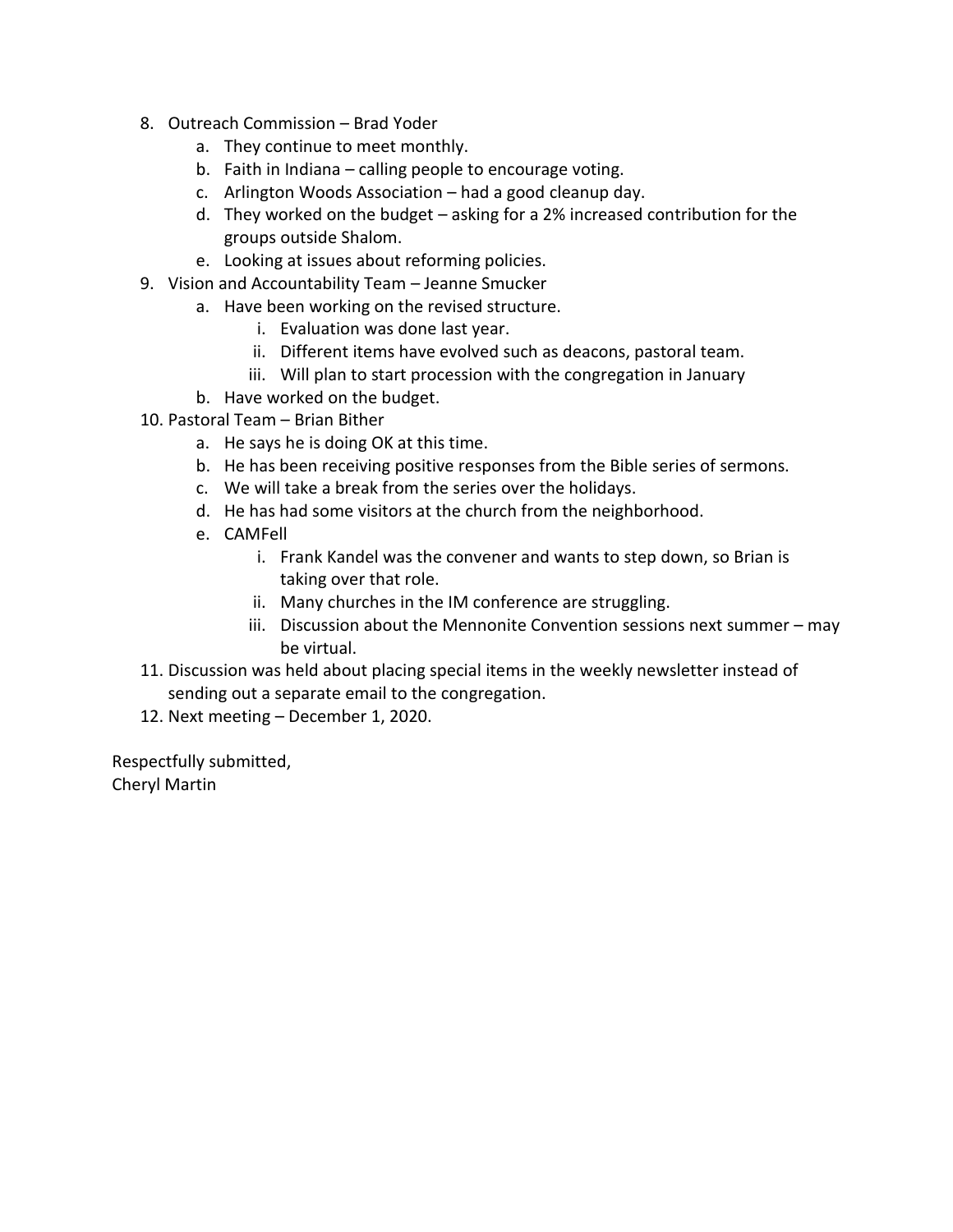8. Outreach Commission – Brad Yoder
    a. They continue to meet monthly.
    b. Faith in Indiana – calling people to encourage voting.
    c. Arlington Woods Association – had a good cleanup day.
    d. They worked on the budget – asking for a 2% increased contribution for the groups outside Shalom.
    e. Looking at issues about reforming policies.
9. Vision and Accountability Team – Jeanne Smucker
    a. Have been working on the revised structure.
        i. Evaluation was done last year.
        ii. Different items have evolved such as deacons, pastoral team.
        iii. Will plan to start procession with the congregation in January
    b. Have worked on the budget.
10. Pastoral Team – Brian Bither
    a. He says he is doing OK at this time.
    b. He has been receiving positive responses from the Bible series of sermons.
    c. We will take a break from the series over the holidays.
    d. He has had some visitors at the church from the neighborhood.
    e. CAMFell
        i. Frank Kandel was the convener and wants to step down, so Brian is taking over that role.
        ii. Many churches in the IM conference are struggling.
        iii. Discussion about the Mennonite Convention sessions next summer – may be virtual.
11. Discussion was held about placing special items in the weekly newsletter instead of sending out a separate email to the congregation.
12. Next meeting – December 1, 2020.

Respectfully submitted,
Cheryl Martin